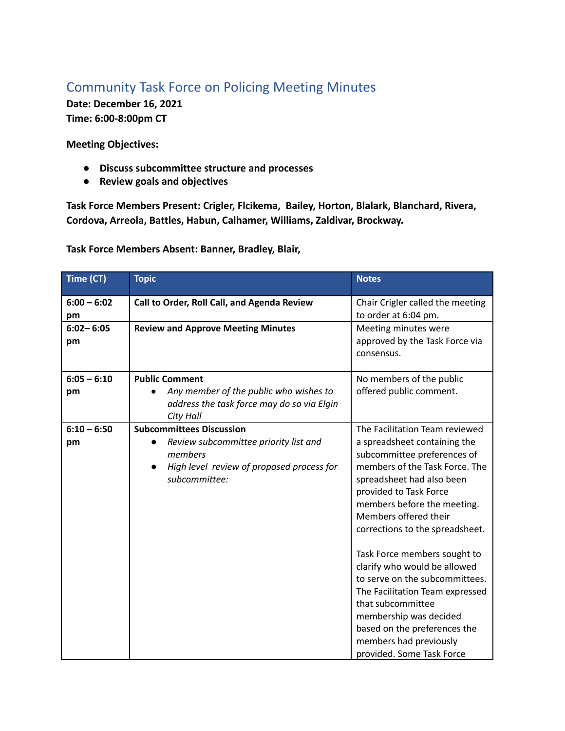# Community Task Force on Policing Meeting Minutes

**Date: December 16, 2021**
**Time: 6:00-8:00pm CT**

**Meeting Objectives:**

- **Discuss subcommittee structure and processes**
- **Review goals and objectives**

**Task Force Members Present: Crigler, Flcikema, Bailey, Horton, Blalark, Blanchard, Rivera, Cordova, Arreola, Battles, Habun, Calhamer, Williams, Zaldivar, Brockway.**

**Task Force Members Absent: Banner, Bradley, Blair,**

| Time (CT) | Topic | Notes |
|---|---|---|
| **6:00 – 6:02 pm** | **Call to Order, Roll Call, and Agenda Review** | Chair Crigler called the meeting to order at 6:04 pm. |
| **6:02– 6:05 pm** | **Review and Approve Meeting Minutes** | Meeting minutes were approved by the Task Force via consensus. |
| **6:05 – 6:10 pm** | **Public Comment**<br>• *Any member of the public who wishes to address the task force may do so via Elgin City Hall* | No members of the public offered public comment. |
| **6:10 – 6:50 pm** | **Subcommittees Discussion**<br>• *Review subcommittee priority list and members*<br>• *High level review of proposed process for subcommittee:* | The Facilitation Team reviewed a spreadsheet containing the subcommittee preferences of members of the Task Force. The spreadsheet had also been provided to Task Force members before the meeting. Members offered their corrections to the spreadsheet.<br><br>Task Force members sought to clarify who would be allowed to serve on the subcommittees. The Facilitation Team expressed that subcommittee membership was decided based on the preferences the members had previously provided. Some Task Force |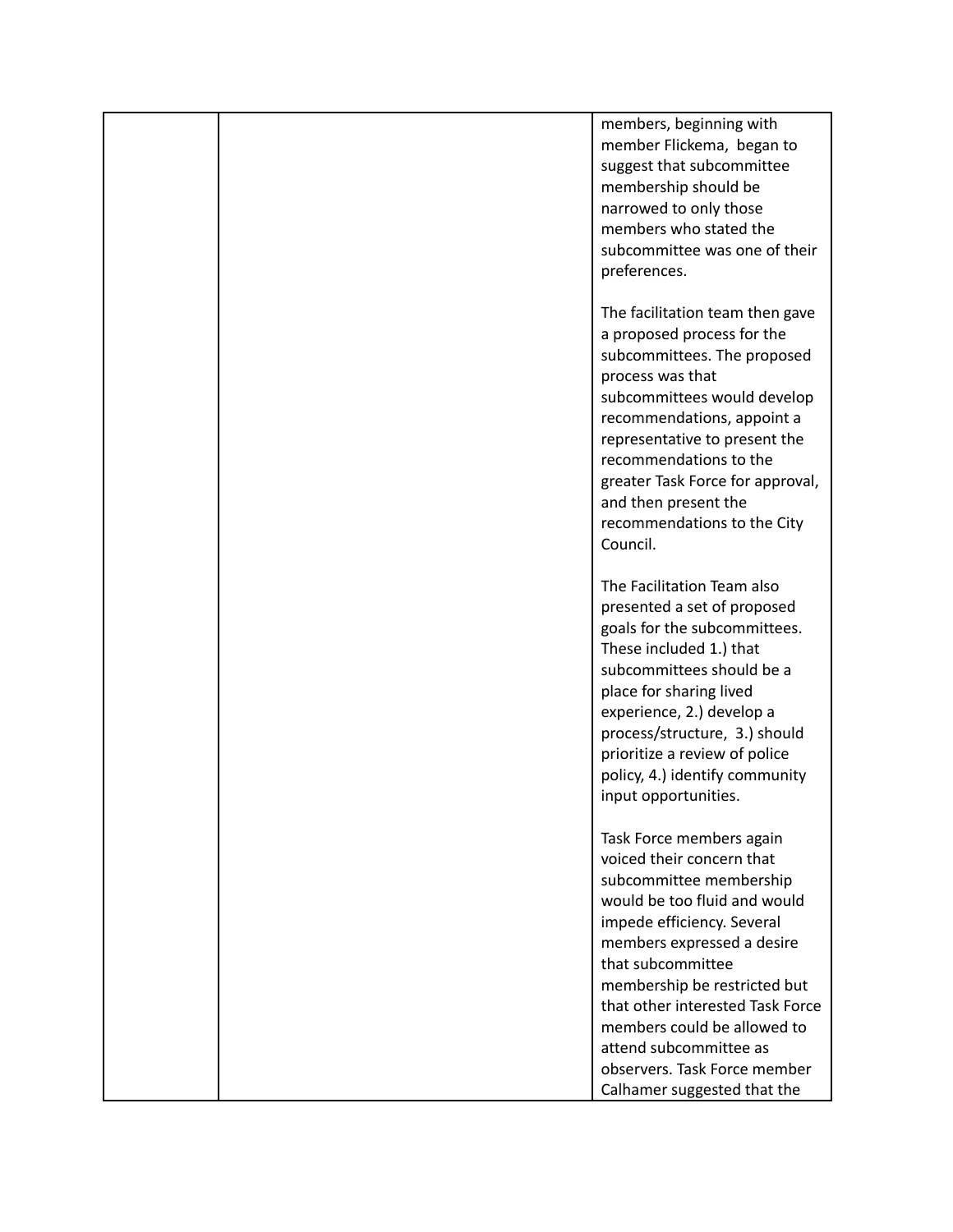| | | members, beginning with member Flickema, began to suggest that subcommittee membership should be narrowed to only those members who stated the subcommittee was one of their preferences.<br><br>The facilitation team then gave a proposed process for the subcommittees. The proposed process was that subcommittees would develop recommendations, appoint a representative to present the recommendations to the greater Task Force for approval, and then present the recommendations to the City Council.<br><br>The Facilitation Team also presented a set of proposed goals for the subcommittees. These included 1.) that subcommittees should be a place for sharing lived experience, 2.) develop a process/structure, 3.) should prioritize a review of police policy, 4.) identify community input opportunities.<br><br>Task Force members again voiced their concern that subcommittee membership would be too fluid and would impede efficiency. Several members expressed a desire that subcommittee membership be restricted but that other interested Task Force members could be allowed to attend subcommittee as observers. Task Force member Calhamer suggested that the |
|---|---|---|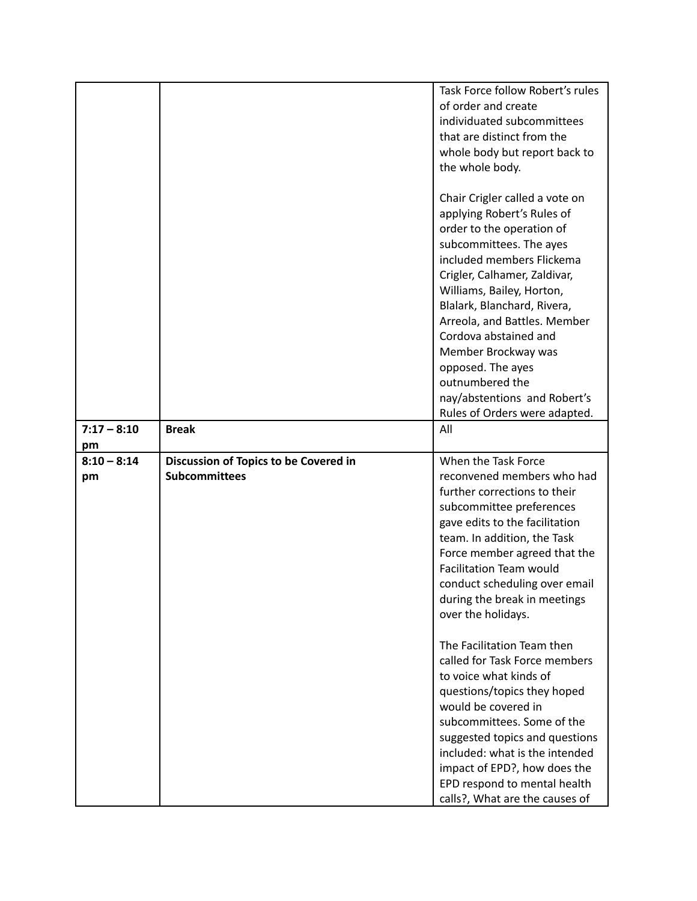| | | |
|---|---|---|
| | | Task Force follow Robert's rules of order and create individuated subcommittees that are distinct from the whole body but report back to the whole body.<br><br>Chair Crigler called a vote on applying Robert's Rules of order to the operation of subcommittees. The ayes included members Flickema Crigler, Calhamer, Zaldivar, Williams, Bailey, Horton, Blalark, Blanchard, Rivera, Arreola, and Battles. Member Cordova abstained and Member Brockway was opposed. The ayes outnumbered the nay/abstentions and Robert's Rules of Orders were adapted. |
| **7:17 – 8:10 pm** | **Break** | All |
| **8:10 – 8:14 pm** | **Discussion of Topics to be Covered in Subcommittees** | When the Task Force reconvened members who had further corrections to their subcommittee preferences gave edits to the facilitation team. In addition, the Task Force member agreed that the Facilitation Team would conduct scheduling over email during the break in meetings over the holidays.<br><br>The Facilitation Team then called for Task Force members to voice what kinds of questions/topics they hoped would be covered in subcommittees. Some of the suggested topics and questions included: what is the intended impact of EPD?, how does the EPD respond to mental health calls?, What are the causes of |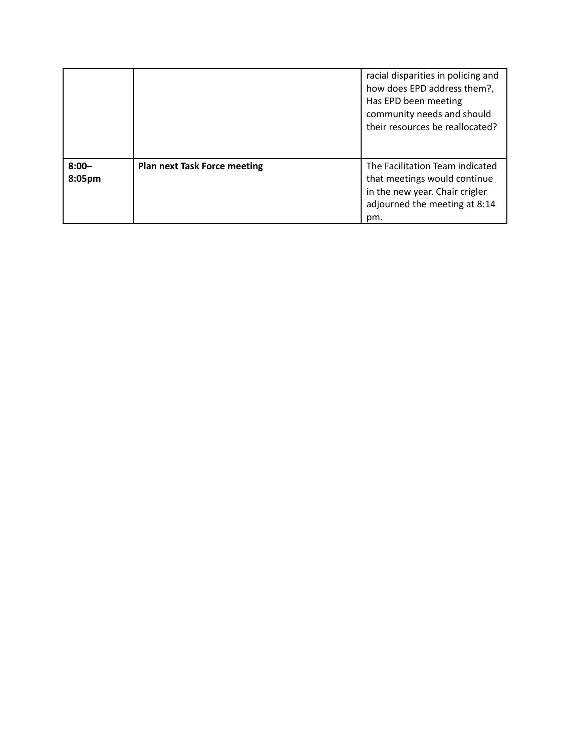| | | |
|---|---|---|
| | | racial disparities in policing and how does EPD address them?, Has EPD been meeting community needs and should their resources be reallocated? |
| **8:00–8:05pm** | **Plan next Task Force meeting** | The Facilitation Team indicated that meetings would continue in the new year. Chair crigler adjourned the meeting at 8:14 pm. |